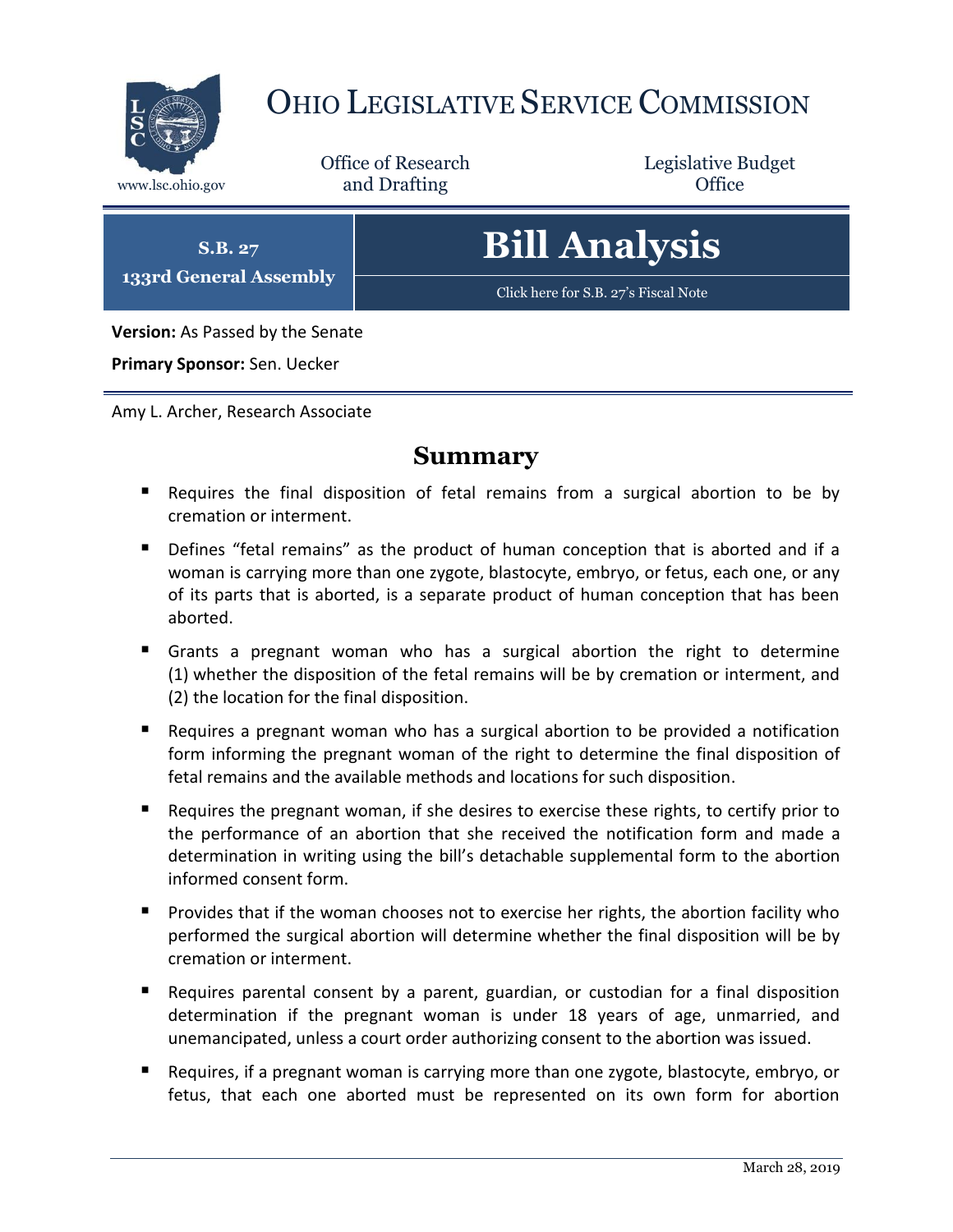# Ohio Legislative Service Commission

www.lsc.ohio.gov

Office of Research and Drafting

Legislative Budget Office

**S.B. 27**
**133rd General Assembly**

# Bill Analysis

Click here for S.B. 27's Fiscal Note

**Version:** As Passed by the Senate

**Primary Sponsor:** Sen. Uecker

Amy L. Archer, Research Associate

## Summary

- Requires the final disposition of fetal remains from a surgical abortion to be by cremation or interment.
- Defines "fetal remains" as the product of human conception that is aborted and if a woman is carrying more than one zygote, blastocyte, embryo, or fetus, each one, or any of its parts that is aborted, is a separate product of human conception that has been aborted.
- Grants a pregnant woman who has a surgical abortion the right to determine (1) whether the disposition of the fetal remains will be by cremation or interment, and (2) the location for the final disposition.
- Requires a pregnant woman who has a surgical abortion to be provided a notification form informing the pregnant woman of the right to determine the final disposition of fetal remains and the available methods and locations for such disposition.
- Requires the pregnant woman, if she desires to exercise these rights, to certify prior to the performance of an abortion that she received the notification form and made a determination in writing using the bill's detachable supplemental form to the abortion informed consent form.
- Provides that if the woman chooses not to exercise her rights, the abortion facility who performed the surgical abortion will determine whether the final disposition will be by cremation or interment.
- Requires parental consent by a parent, guardian, or custodian for a final disposition determination if the pregnant woman is under 18 years of age, unmarried, and unemancipated, unless a court order authorizing consent to the abortion was issued.
- Requires, if a pregnant woman is carrying more than one zygote, blastocyte, embryo, or fetus, that each one aborted must be represented on its own form for abortion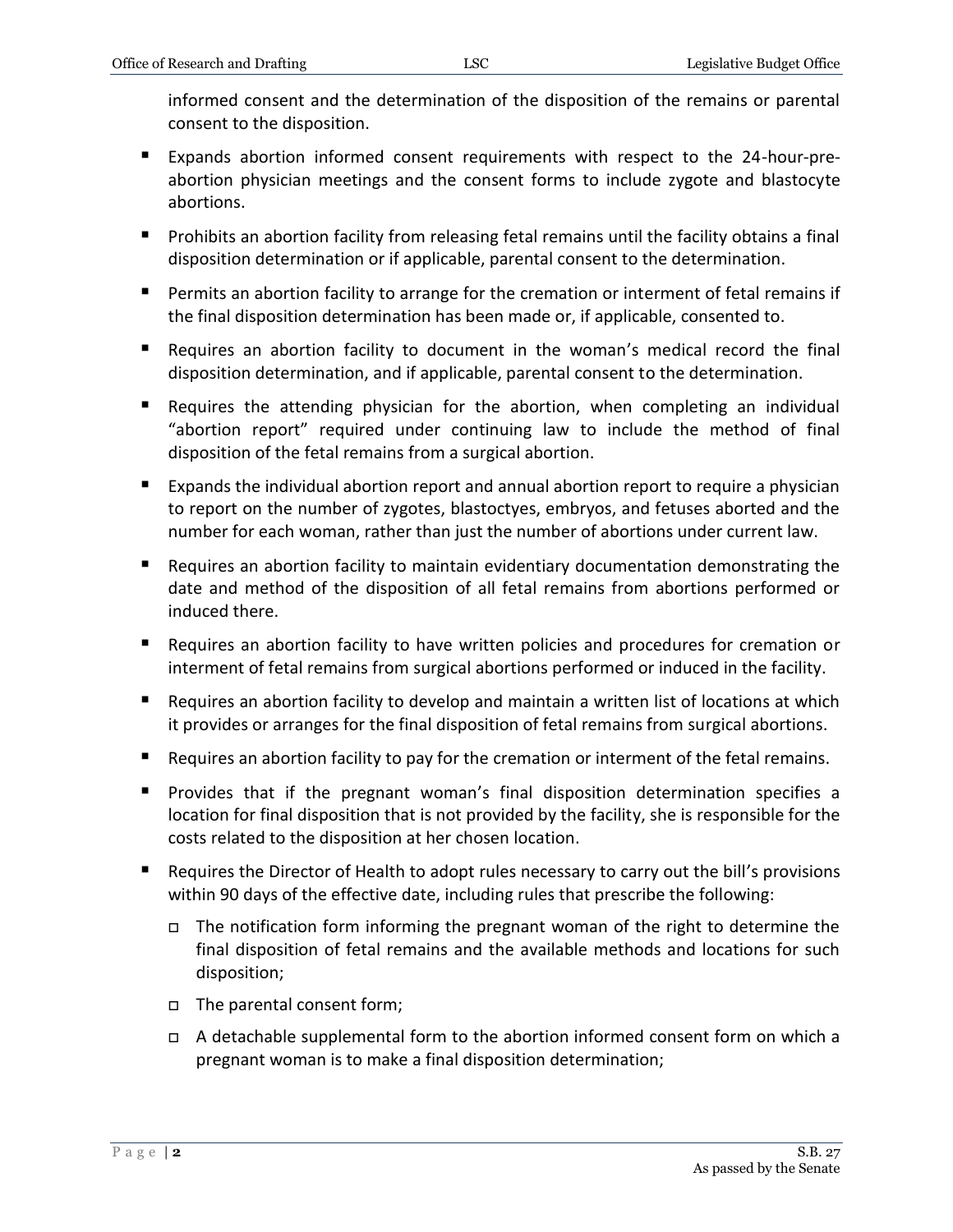informed consent and the determination of the disposition of the remains or parental consent to the disposition.

- Expands abortion informed consent requirements with respect to the 24-hour-pre-abortion physician meetings and the consent forms to include zygote and blastocyte abortions.
- Prohibits an abortion facility from releasing fetal remains until the facility obtains a final disposition determination or if applicable, parental consent to the determination.
- Permits an abortion facility to arrange for the cremation or interment of fetal remains if the final disposition determination has been made or, if applicable, consented to.
- Requires an abortion facility to document in the woman's medical record the final disposition determination, and if applicable, parental consent to the determination.
- Requires the attending physician for the abortion, when completing an individual "abortion report" required under continuing law to include the method of final disposition of the fetal remains from a surgical abortion.
- Expands the individual abortion report and annual abortion report to require a physician to report on the number of zygotes, blastoctyes, embryos, and fetuses aborted and the number for each woman, rather than just the number of abortions under current law.
- Requires an abortion facility to maintain evidentiary documentation demonstrating the date and method of the disposition of all fetal remains from abortions performed or induced there.
- Requires an abortion facility to have written policies and procedures for cremation or interment of fetal remains from surgical abortions performed or induced in the facility.
- Requires an abortion facility to develop and maintain a written list of locations at which it provides or arranges for the final disposition of fetal remains from surgical abortions.
- Requires an abortion facility to pay for the cremation or interment of the fetal remains.
- Provides that if the pregnant woman's final disposition determination specifies a location for final disposition that is not provided by the facility, she is responsible for the costs related to the disposition at her chosen location.
- Requires the Director of Health to adopt rules necessary to carry out the bill's provisions within 90 days of the effective date, including rules that prescribe the following:
  - The notification form informing the pregnant woman of the right to determine the final disposition of fetal remains and the available methods and locations for such disposition;
  - The parental consent form;
  - A detachable supplemental form to the abortion informed consent form on which a pregnant woman is to make a final disposition determination;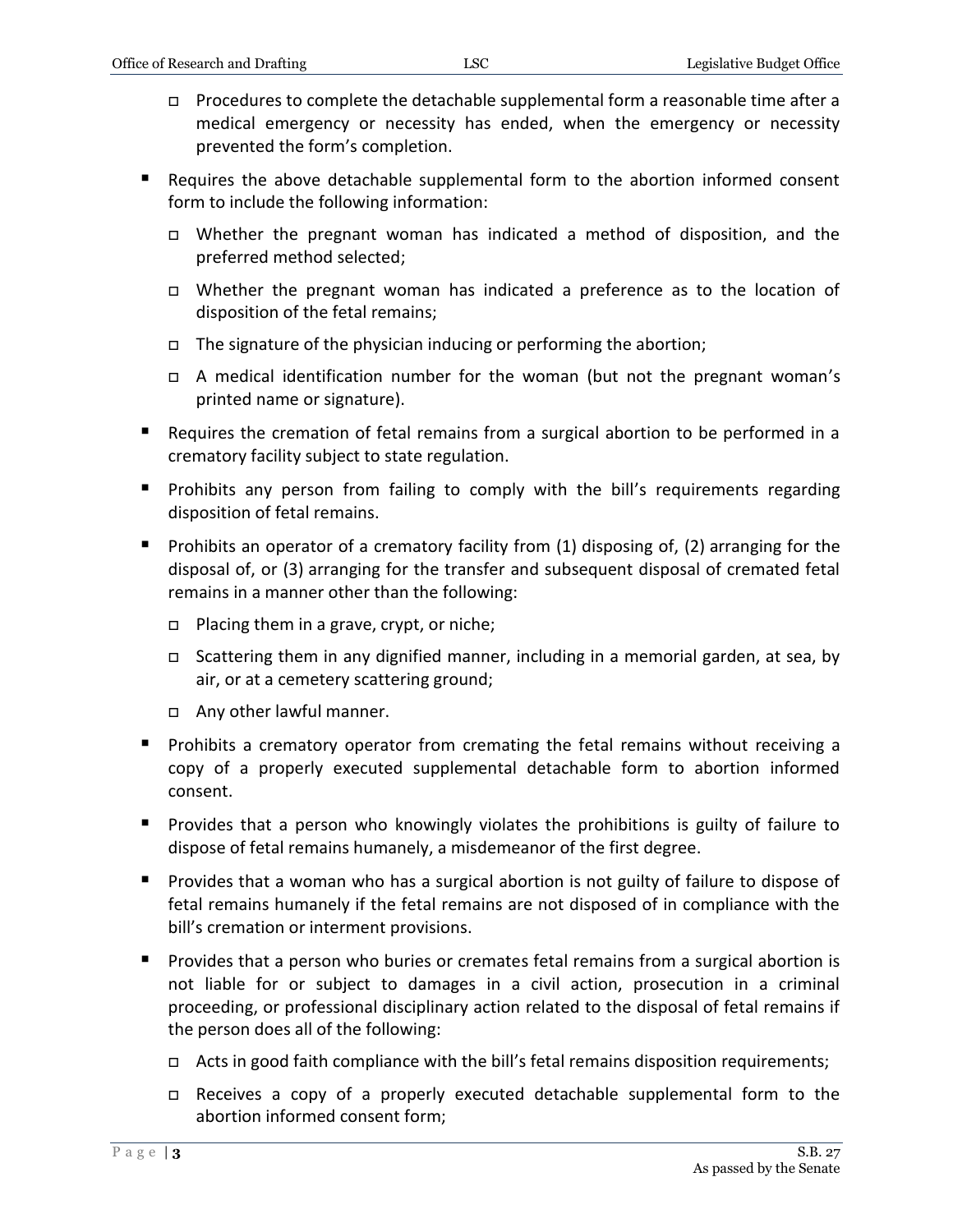- Procedures to complete the detachable supplemental form a reasonable time after a medical emergency or necessity has ended, when the emergency or necessity prevented the form's completion.

- Requires the above detachable supplemental form to the abortion informed consent form to include the following information:
  - Whether the pregnant woman has indicated a method of disposition, and the preferred method selected;
  - Whether the pregnant woman has indicated a preference as to the location of disposition of the fetal remains;
  - The signature of the physician inducing or performing the abortion;
  - A medical identification number for the woman (but not the pregnant woman's printed name or signature).
- Requires the cremation of fetal remains from a surgical abortion to be performed in a crematory facility subject to state regulation.
- Prohibits any person from failing to comply with the bill's requirements regarding disposition of fetal remains.
- Prohibits an operator of a crematory facility from (1) disposing of, (2) arranging for the disposal of, or (3) arranging for the transfer and subsequent disposal of cremated fetal remains in a manner other than the following:
  - Placing them in a grave, crypt, or niche;
  - Scattering them in any dignified manner, including in a memorial garden, at sea, by air, or at a cemetery scattering ground;
  - Any other lawful manner.
- Prohibits a crematory operator from cremating the fetal remains without receiving a copy of a properly executed supplemental detachable form to abortion informed consent.
- Provides that a person who knowingly violates the prohibitions is guilty of failure to dispose of fetal remains humanely, a misdemeanor of the first degree.
- Provides that a woman who has a surgical abortion is not guilty of failure to dispose of fetal remains humanely if the fetal remains are not disposed of in compliance with the bill's cremation or interment provisions.
- Provides that a person who buries or cremates fetal remains from a surgical abortion is not liable for or subject to damages in a civil action, prosecution in a criminal proceeding, or professional disciplinary action related to the disposal of fetal remains if the person does all of the following:
  - Acts in good faith compliance with the bill's fetal remains disposition requirements;
  - Receives a copy of a properly executed detachable supplemental form to the abortion informed consent form;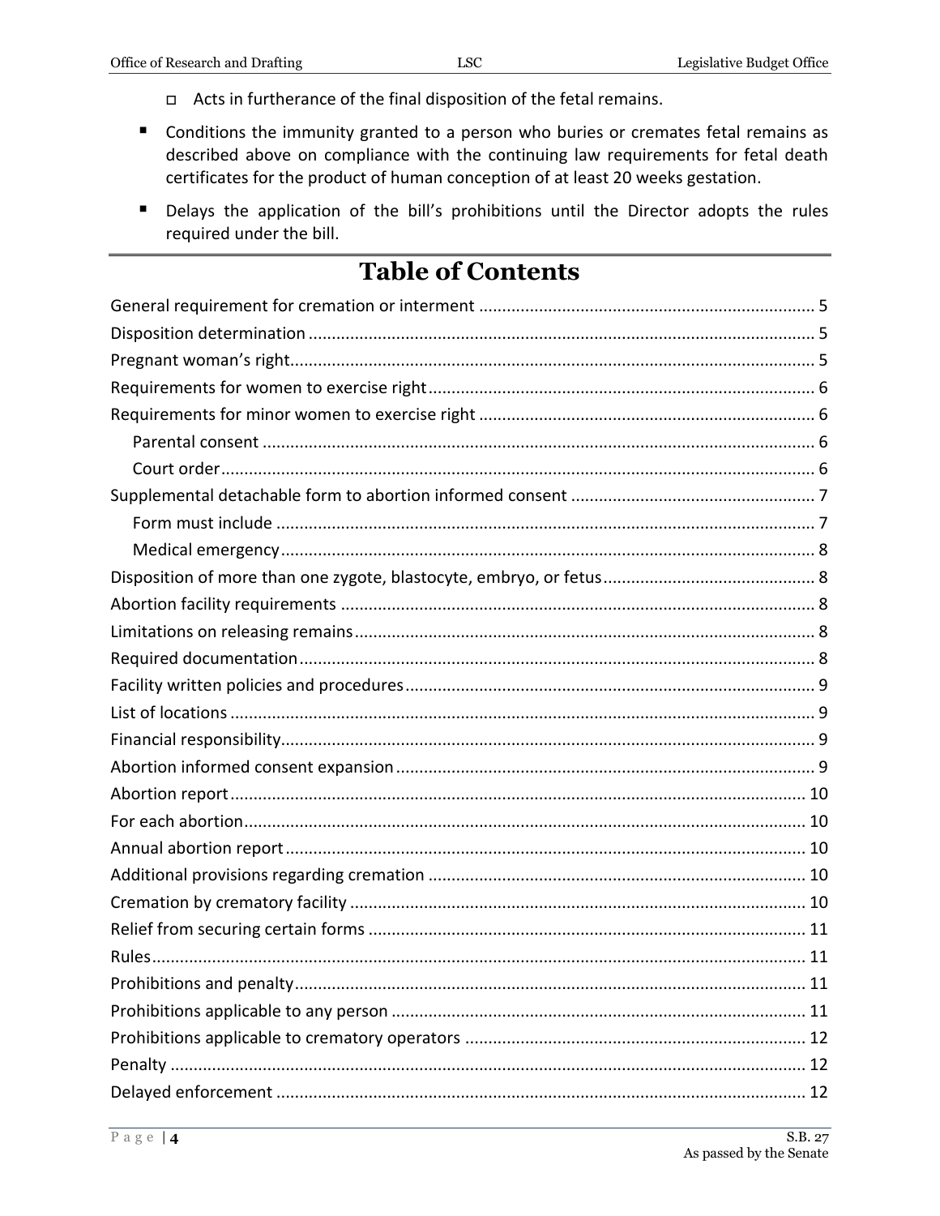- Acts in furtherance of the final disposition of the fetal remains.

- Conditions the immunity granted to a person who buries or cremates fetal remains as described above on compliance with the continuing law requirements for fetal death certificates for the product of human conception of at least 20 weeks gestation.
- Delays the application of the bill's prohibitions until the Director adopts the rules required under the bill.

# Table of Contents

General requirement for cremation or interment ........ 5
Disposition determination ........ 5
Pregnant woman's right ........ 5
Requirements for women to exercise right ........ 6
Requirements for minor women to exercise right ........ 6
  Parental consent ........ 6
  Court order ........ 6
Supplemental detachable form to abortion informed consent ........ 7
  Form must include ........ 7
  Medical emergency ........ 8
Disposition of more than one zygote, blastocyte, embryo, or fetus ........ 8
Abortion facility requirements ........ 8
Limitations on releasing remains ........ 8
Required documentation ........ 8
Facility written policies and procedures ........ 9
List of locations ........ 9
Financial responsibility ........ 9
Abortion informed consent expansion ........ 9
Abortion report ........ 10
For each abortion ........ 10
Annual abortion report ........ 10
Additional provisions regarding cremation ........ 10
Cremation by crematory facility ........ 10
Relief from securing certain forms ........ 11
Rules ........ 11
Prohibitions and penalty ........ 11
Prohibitions applicable to any person ........ 11
Prohibitions applicable to crematory operators ........ 12
Penalty ........ 12
Delayed enforcement ........ 12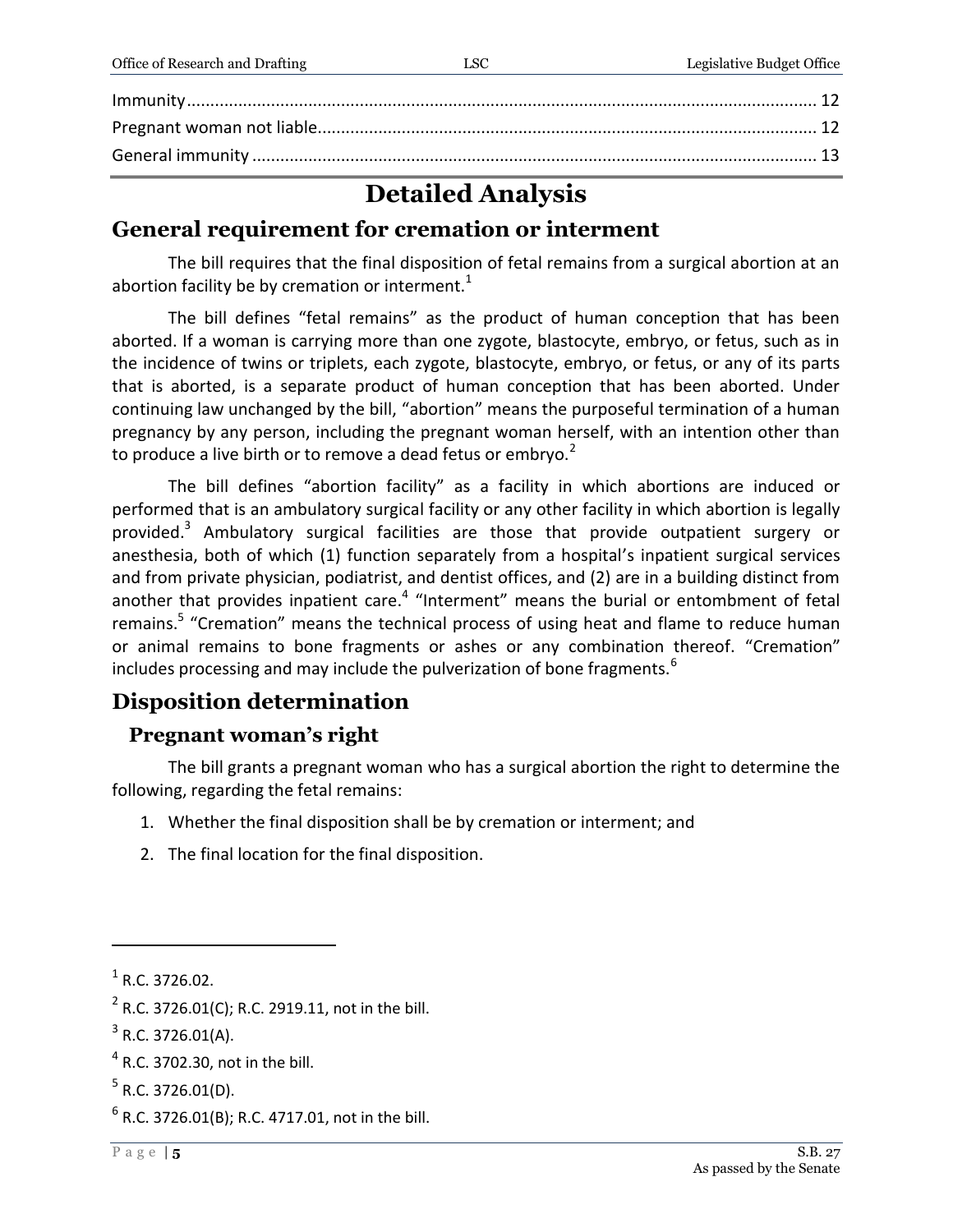Immunity ..................................................................................................................................... 12
Pregnant woman not liable......................................................................................................... 12
General immunity ....................................................................................................................... 13

# Detailed Analysis

## General requirement for cremation or interment

The bill requires that the final disposition of fetal remains from a surgical abortion at an abortion facility be by cremation or interment.[1]

The bill defines "fetal remains" as the product of human conception that has been aborted. If a woman is carrying more than one zygote, blastocyte, embryo, or fetus, such as in the incidence of twins or triplets, each zygote, blastocyte, embryo, or fetus, or any of its parts that is aborted, is a separate product of human conception that has been aborted. Under continuing law unchanged by the bill, "abortion" means the purposeful termination of a human pregnancy by any person, including the pregnant woman herself, with an intention other than to produce a live birth or to remove a dead fetus or embryo.[2]

The bill defines "abortion facility" as a facility in which abortions are induced or performed that is an ambulatory surgical facility or any other facility in which abortion is legally provided.[3] Ambulatory surgical facilities are those that provide outpatient surgery or anesthesia, both of which (1) function separately from a hospital's inpatient surgical services and from private physician, podiatrist, and dentist offices, and (2) are in a building distinct from another that provides inpatient care.[4] "Interment" means the burial or entombment of fetal remains.[5] "Cremation" means the technical process of using heat and flame to reduce human or animal remains to bone fragments or ashes or any combination thereof. "Cremation" includes processing and may include the pulverization of bone fragments.[6]

## Disposition determination

### Pregnant woman's right

The bill grants a pregnant woman who has a surgical abortion the right to determine the following, regarding the fetal remains:

1. Whether the final disposition shall be by cremation or interment; and
2. The final location for the final disposition.

---

[1] R.C. 3726.02.

[2] R.C. 3726.01(C); R.C. 2919.11, not in the bill.

[3] R.C. 3726.01(A).

[4] R.C. 3702.30, not in the bill.

[5] R.C. 3726.01(D).

[6] R.C. 3726.01(B); R.C. 4717.01, not in the bill.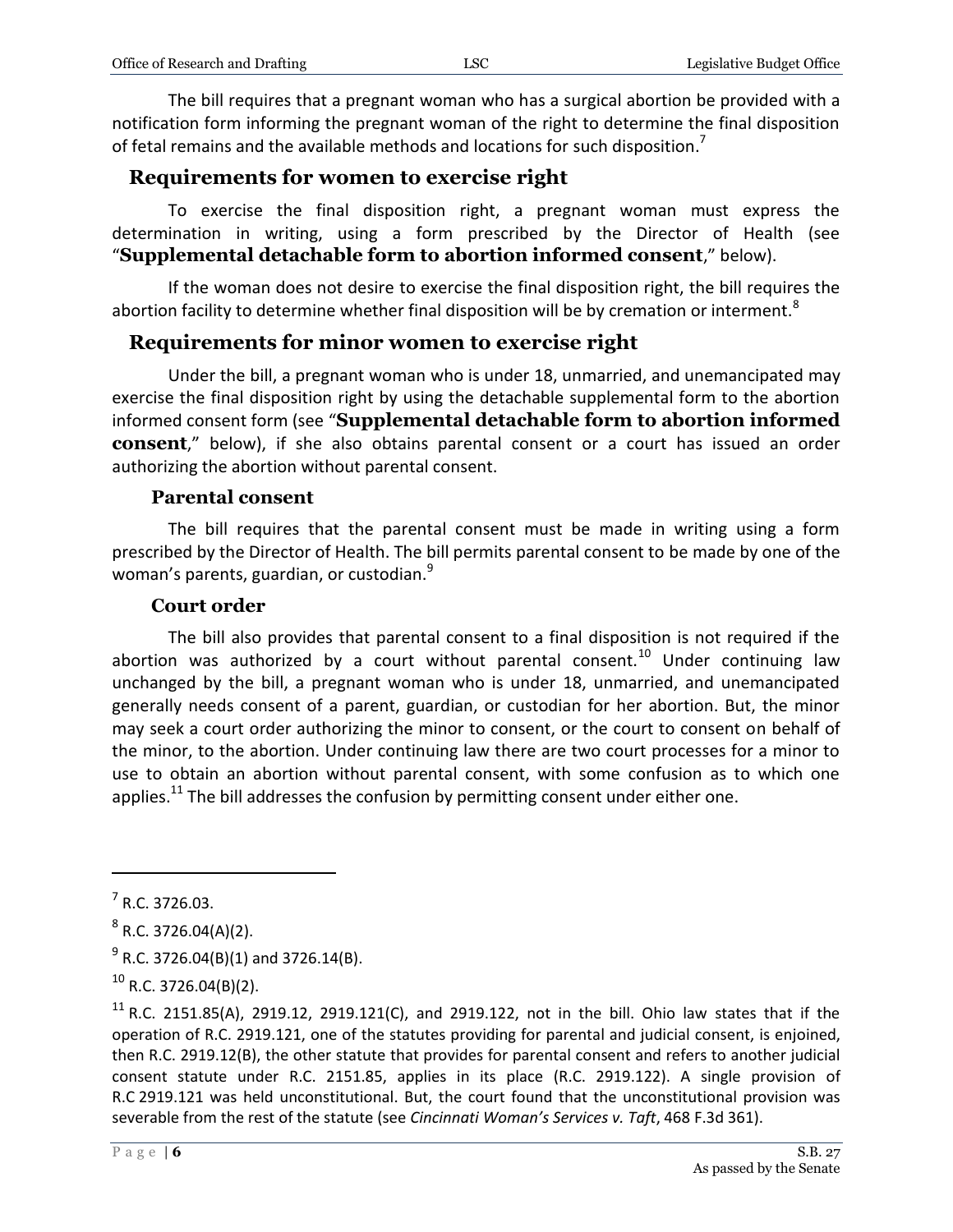The bill requires that a pregnant woman who has a surgical abortion be provided with a notification form informing the pregnant woman of the right to determine the final disposition of fetal remains and the available methods and locations for such disposition.[7]

## Requirements for women to exercise right

To exercise the final disposition right, a pregnant woman must express the determination in writing, using a form prescribed by the Director of Health (see "**Supplemental detachable form to abortion informed consent**," below).

If the woman does not desire to exercise the final disposition right, the bill requires the abortion facility to determine whether final disposition will be by cremation or interment.[8]

## Requirements for minor women to exercise right

Under the bill, a pregnant woman who is under 18, unmarried, and unemancipated may exercise the final disposition right by using the detachable supplemental form to the abortion informed consent form (see "**Supplemental detachable form to abortion informed consent**," below), if she also obtains parental consent or a court has issued an order authorizing the abortion without parental consent.

### Parental consent

The bill requires that the parental consent must be made in writing using a form prescribed by the Director of Health. The bill permits parental consent to be made by one of the woman's parents, guardian, or custodian.[9]

### Court order

The bill also provides that parental consent to a final disposition is not required if the abortion was authorized by a court without parental consent.[10] Under continuing law unchanged by the bill, a pregnant woman who is under 18, unmarried, and unemancipated generally needs consent of a parent, guardian, or custodian for her abortion. But, the minor may seek a court order authorizing the minor to consent, or the court to consent on behalf of the minor, to the abortion. Under continuing law there are two court processes for a minor to use to obtain an abortion without parental consent, with some confusion as to which one applies.[11] The bill addresses the confusion by permitting consent under either one.

---

[7] R.C. 3726.03.

[8] R.C. 3726.04(A)(2).

[9] R.C. 3726.04(B)(1) and 3726.14(B).

[10] R.C. 3726.04(B)(2).

[11] R.C. 2151.85(A), 2919.12, 2919.121(C), and 2919.122, not in the bill. Ohio law states that if the operation of R.C. 2919.121, one of the statutes providing for parental and judicial consent, is enjoined, then R.C. 2919.12(B), the other statute that provides for parental consent and refers to another judicial consent statute under R.C. 2151.85, applies in its place (R.C. 2919.122). A single provision of R.C 2919.121 was held unconstitutional. But, the court found that the unconstitutional provision was severable from the rest of the statute (see *Cincinnati Woman's Services v. Taft*, 468 F.3d 361).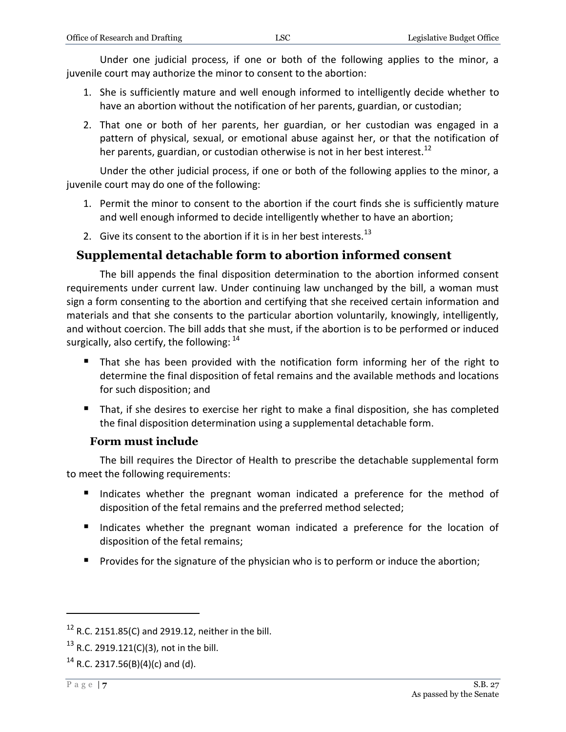Under one judicial process, if one or both of the following applies to the minor, a juvenile court may authorize the minor to consent to the abortion:

1. She is sufficiently mature and well enough informed to intelligently decide whether to have an abortion without the notification of her parents, guardian, or custodian;
2. That one or both of her parents, her guardian, or her custodian was engaged in a pattern of physical, sexual, or emotional abuse against her, or that the notification of her parents, guardian, or custodian otherwise is not in her best interest.[12]

Under the other judicial process, if one or both of the following applies to the minor, a juvenile court may do one of the following:

1. Permit the minor to consent to the abortion if the court finds she is sufficiently mature and well enough informed to decide intelligently whether to have an abortion;
2. Give its consent to the abortion if it is in her best interests.[13]

## Supplemental detachable form to abortion informed consent

The bill appends the final disposition determination to the abortion informed consent requirements under current law. Under continuing law unchanged by the bill, a woman must sign a form consenting to the abortion and certifying that she received certain information and materials and that she consents to the particular abortion voluntarily, knowingly, intelligently, and without coercion. The bill adds that she must, if the abortion is to be performed or induced surgically, also certify, the following: [14]

- That she has been provided with the notification form informing her of the right to determine the final disposition of fetal remains and the available methods and locations for such disposition; and
- That, if she desires to exercise her right to make a final disposition, she has completed the final disposition determination using a supplemental detachable form.

### Form must include

The bill requires the Director of Health to prescribe the detachable supplemental form to meet the following requirements:

- Indicates whether the pregnant woman indicated a preference for the method of disposition of the fetal remains and the preferred method selected;
- Indicates whether the pregnant woman indicated a preference for the location of disposition of the fetal remains;
- Provides for the signature of the physician who is to perform or induce the abortion;

---

[12] R.C. 2151.85(C) and 2919.12, neither in the bill.

[13] R.C. 2919.121(C)(3), not in the bill.

[14] R.C. 2317.56(B)(4)(c) and (d).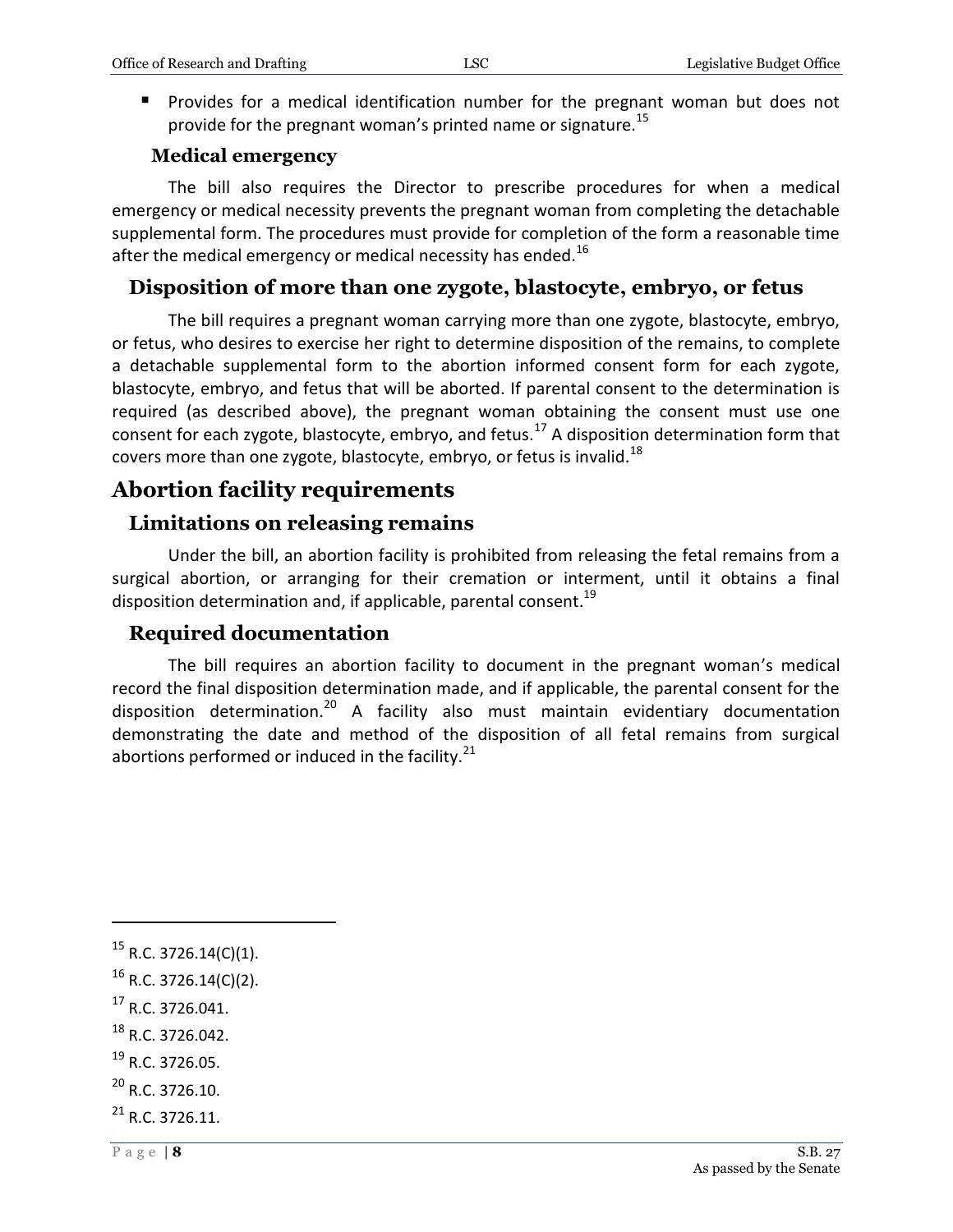- Provides for a medical identification number for the pregnant woman but does not provide for the pregnant woman's printed name or signature.[15]

### Medical emergency

The bill also requires the Director to prescribe procedures for when a medical emergency or medical necessity prevents the pregnant woman from completing the detachable supplemental form. The procedures must provide for completion of the form a reasonable time after the medical emergency or medical necessity has ended.[16]

## Disposition of more than one zygote, blastocyte, embryo, or fetus

The bill requires a pregnant woman carrying more than one zygote, blastocyte, embryo, or fetus, who desires to exercise her right to determine disposition of the remains, to complete a detachable supplemental form to the abortion informed consent form for each zygote, blastocyte, embryo, and fetus that will be aborted. If parental consent to the determination is required (as described above), the pregnant woman obtaining the consent must use one consent for each zygote, blastocyte, embryo, and fetus.[17] A disposition determination form that covers more than one zygote, blastocyte, embryo, or fetus is invalid.[18]

# Abortion facility requirements

## Limitations on releasing remains

Under the bill, an abortion facility is prohibited from releasing the fetal remains from a surgical abortion, or arranging for their cremation or interment, until it obtains a final disposition determination and, if applicable, parental consent.[19]

## Required documentation

The bill requires an abortion facility to document in the pregnant woman's medical record the final disposition determination made, and if applicable, the parental consent for the disposition determination.[20] A facility also must maintain evidentiary documentation demonstrating the date and method of the disposition of all fetal remains from surgical abortions performed or induced in the facility.[21]

---

[15] R.C. 3726.14(C)(1).

[16] R.C. 3726.14(C)(2).

[17] R.C. 3726.041.

[18] R.C. 3726.042.

[19] R.C. 3726.05.

[20] R.C. 3726.10.

[21] R.C. 3726.11.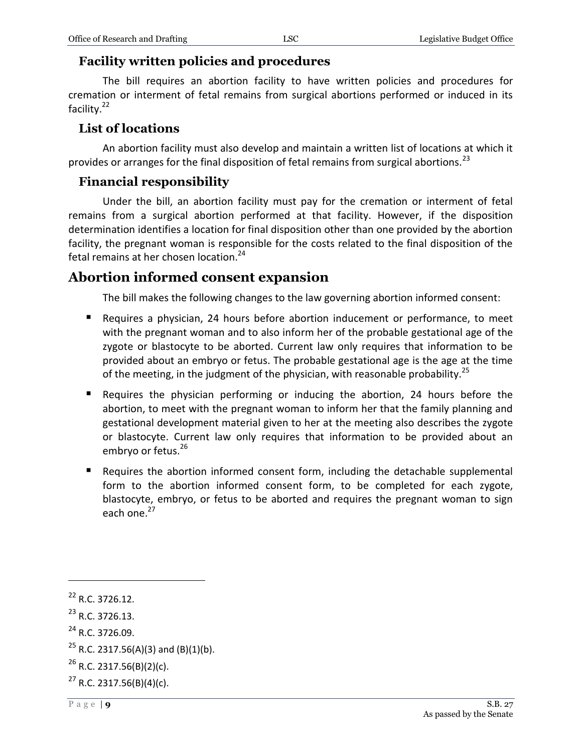### Facility written policies and procedures

The bill requires an abortion facility to have written policies and procedures for cremation or interment of fetal remains from surgical abortions performed or induced in its facility.[22]

### List of locations

An abortion facility must also develop and maintain a written list of locations at which it provides or arranges for the final disposition of fetal remains from surgical abortions.[23]

### Financial responsibility

Under the bill, an abortion facility must pay for the cremation or interment of fetal remains from a surgical abortion performed at that facility. However, if the disposition determination identifies a location for final disposition other than one provided by the abortion facility, the pregnant woman is responsible for the costs related to the final disposition of the fetal remains at her chosen location.[24]

## Abortion informed consent expansion

The bill makes the following changes to the law governing abortion informed consent:

- Requires a physician, 24 hours before abortion inducement or performance, to meet with the pregnant woman and to also inform her of the probable gestational age of the zygote or blastocyte to be aborted. Current law only requires that information to be provided about an embryo or fetus. The probable gestational age is the age at the time of the meeting, in the judgment of the physician, with reasonable probability.[25]
- Requires the physician performing or inducing the abortion, 24 hours before the abortion, to meet with the pregnant woman to inform her that the family planning and gestational development material given to her at the meeting also describes the zygote or blastocyte. Current law only requires that information to be provided about an embryo or fetus.[26]
- Requires the abortion informed consent form, including the detachable supplemental form to the abortion informed consent form, to be completed for each zygote, blastocyte, embryo, or fetus to be aborted and requires the pregnant woman to sign each one.[27]

---

[22] R.C. 3726.12.

[23] R.C. 3726.13.

[24] R.C. 3726.09.

[25] R.C. 2317.56(A)(3) and (B)(1)(b).

[26] R.C. 2317.56(B)(2)(c).

[27] R.C. 2317.56(B)(4)(c).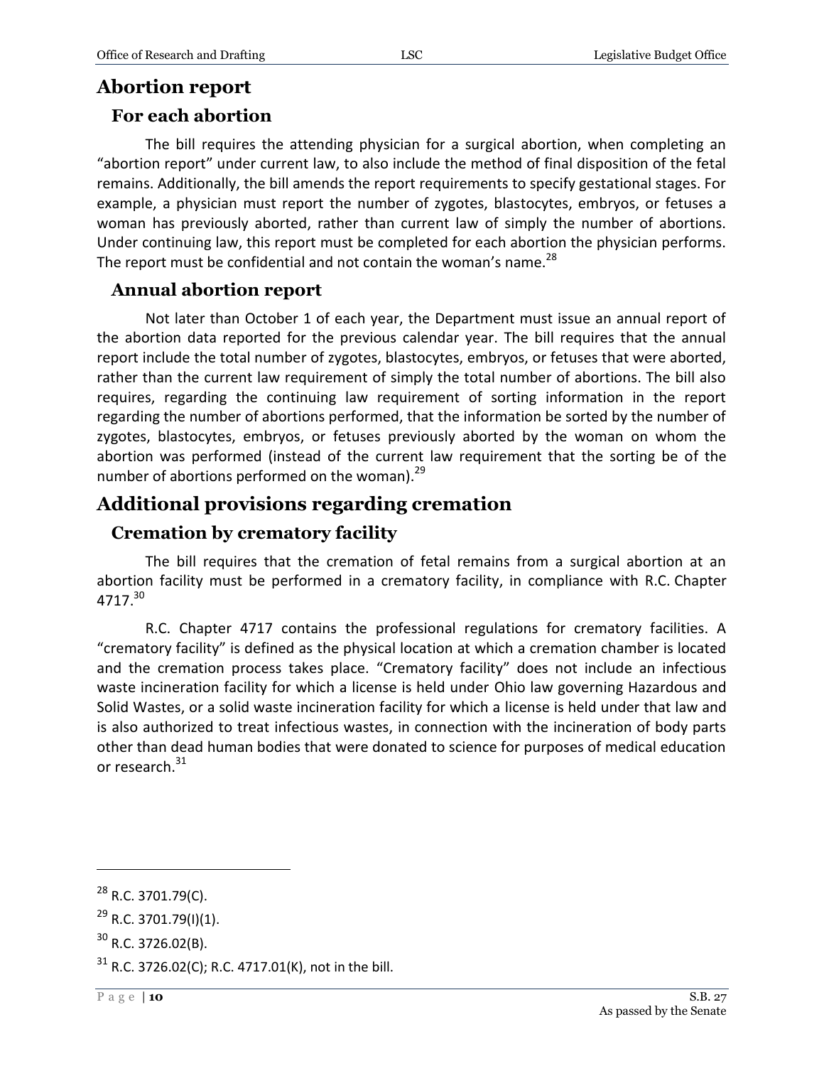## Abortion report

### For each abortion

The bill requires the attending physician for a surgical abortion, when completing an "abortion report" under current law, to also include the method of final disposition of the fetal remains. Additionally, the bill amends the report requirements to specify gestational stages. For example, a physician must report the number of zygotes, blastocytes, embryos, or fetuses a woman has previously aborted, rather than current law of simply the number of abortions. Under continuing law, this report must be completed for each abortion the physician performs. The report must be confidential and not contain the woman's name.[28]

### Annual abortion report

Not later than October 1 of each year, the Department must issue an annual report of the abortion data reported for the previous calendar year. The bill requires that the annual report include the total number of zygotes, blastocytes, embryos, or fetuses that were aborted, rather than the current law requirement of simply the total number of abortions. The bill also requires, regarding the continuing law requirement of sorting information in the report regarding the number of abortions performed, that the information be sorted by the number of zygotes, blastocytes, embryos, or fetuses previously aborted by the woman on whom the abortion was performed (instead of the current law requirement that the sorting be of the number of abortions performed on the woman).[29]

## Additional provisions regarding cremation

### Cremation by crematory facility

The bill requires that the cremation of fetal remains from a surgical abortion at an abortion facility must be performed in a crematory facility, in compliance with R.C. Chapter 4717.[30]

R.C. Chapter 4717 contains the professional regulations for crematory facilities. A "crematory facility" is defined as the physical location at which a cremation chamber is located and the cremation process takes place. "Crematory facility" does not include an infectious waste incineration facility for which a license is held under Ohio law governing Hazardous and Solid Wastes, or a solid waste incineration facility for which a license is held under that law and is also authorized to treat infectious wastes, in connection with the incineration of body parts other than dead human bodies that were donated to science for purposes of medical education or research.[31]

---

[28] R.C. 3701.79(C).

[29] R.C. 3701.79(I)(1).

[30] R.C. 3726.02(B).

[31] R.C. 3726.02(C); R.C. 4717.01(K), not in the bill.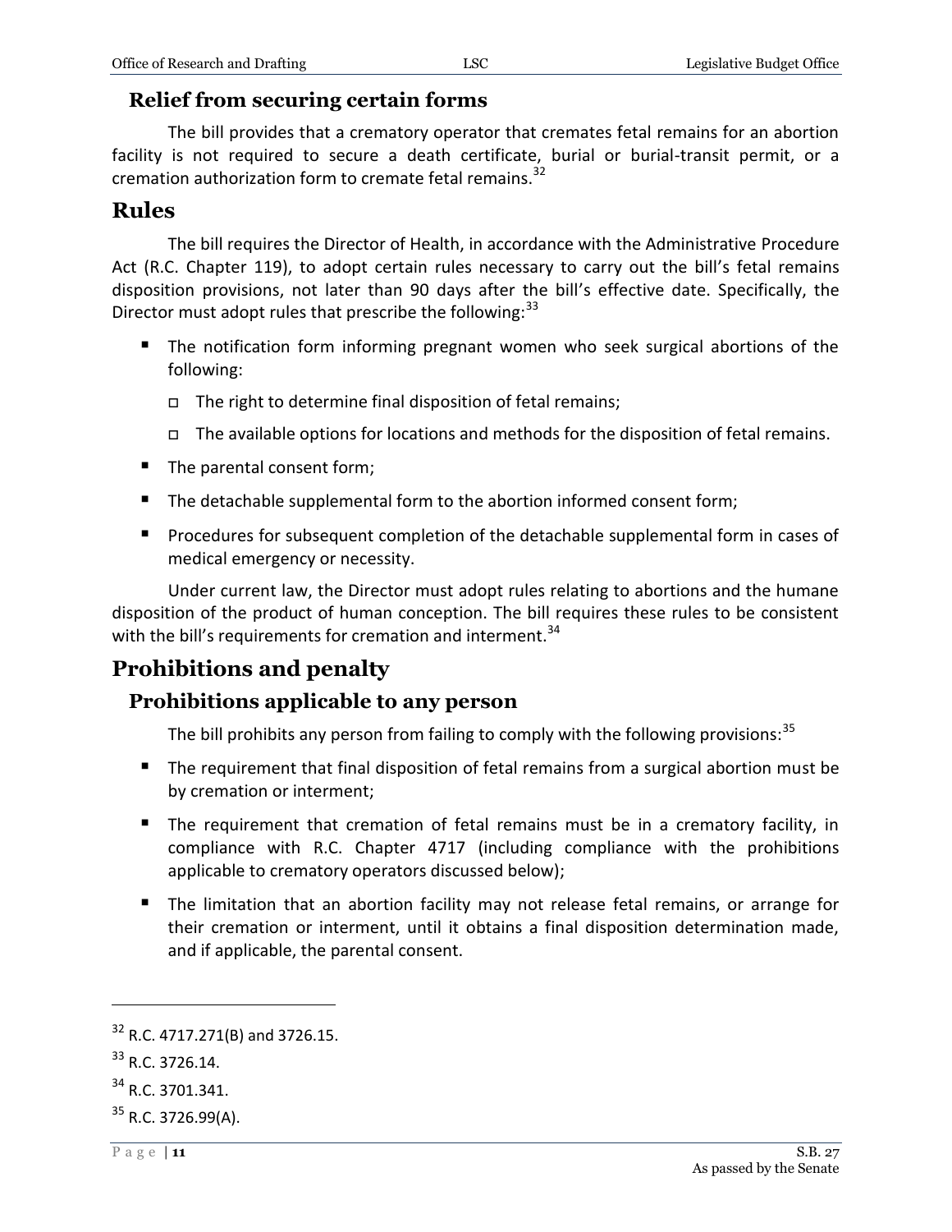### Relief from securing certain forms

The bill provides that a crematory operator that cremates fetal remains for an abortion facility is not required to secure a death certificate, burial or burial-transit permit, or a cremation authorization form to cremate fetal remains.[32]

## Rules

The bill requires the Director of Health, in accordance with the Administrative Procedure Act (R.C. Chapter 119), to adopt certain rules necessary to carry out the bill's fetal remains disposition provisions, not later than 90 days after the bill's effective date. Specifically, the Director must adopt rules that prescribe the following:[33]

- The notification form informing pregnant women who seek surgical abortions of the following:
  - The right to determine final disposition of fetal remains;
  - The available options for locations and methods for the disposition of fetal remains.
- The parental consent form;
- The detachable supplemental form to the abortion informed consent form;
- Procedures for subsequent completion of the detachable supplemental form in cases of medical emergency or necessity.

Under current law, the Director must adopt rules relating to abortions and the humane disposition of the product of human conception. The bill requires these rules to be consistent with the bill's requirements for cremation and interment.[34]

## Prohibitions and penalty

### Prohibitions applicable to any person

The bill prohibits any person from failing to comply with the following provisions:[35]

- The requirement that final disposition of fetal remains from a surgical abortion must be by cremation or interment;
- The requirement that cremation of fetal remains must be in a crematory facility, in compliance with R.C. Chapter 4717 (including compliance with the prohibitions applicable to crematory operators discussed below);
- The limitation that an abortion facility may not release fetal remains, or arrange for their cremation or interment, until it obtains a final disposition determination made, and if applicable, the parental consent.

---

[32] R.C. 4717.271(B) and 3726.15.

[33] R.C. 3726.14.

[34] R.C. 3701.341.

[35] R.C. 3726.99(A).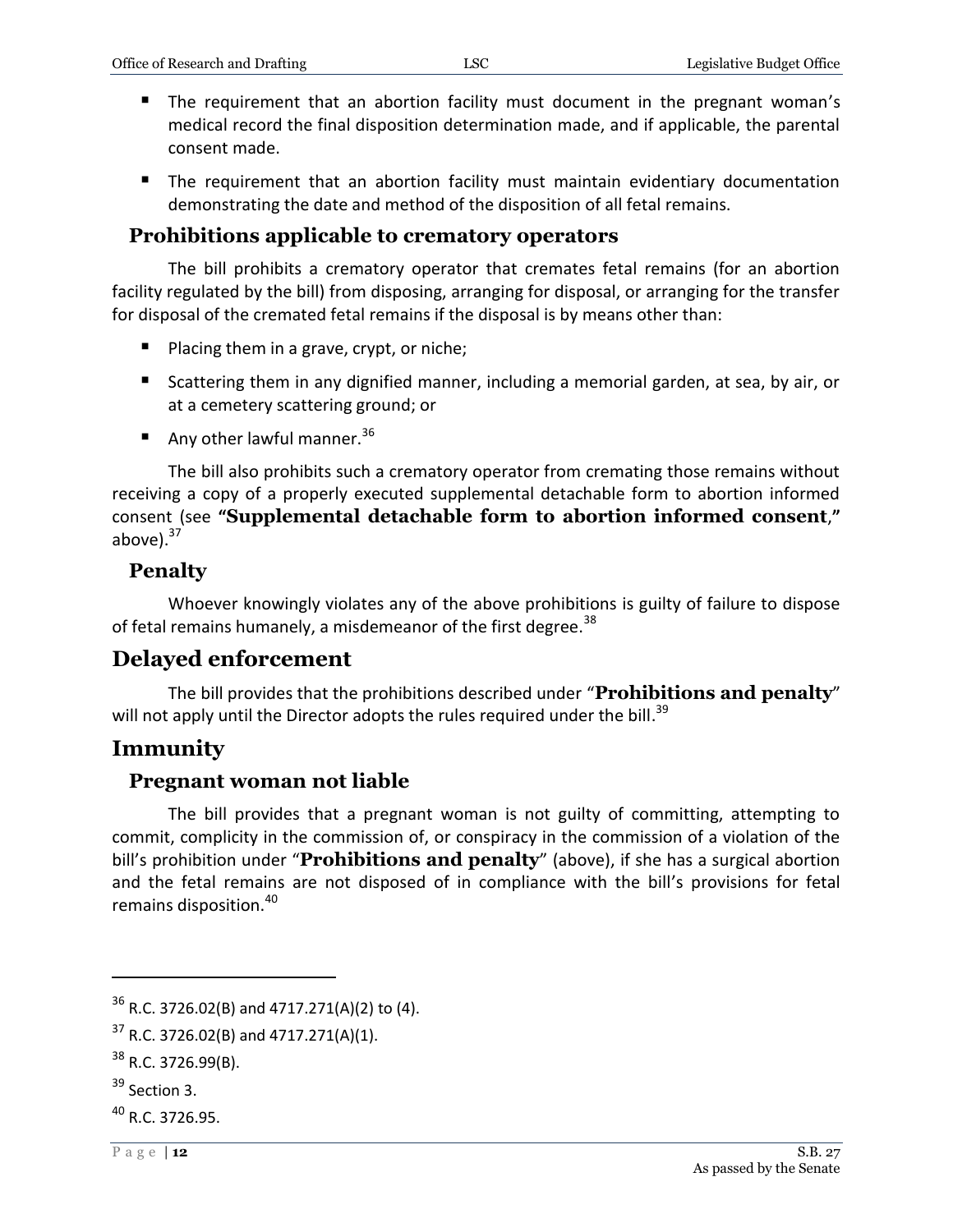- The requirement that an abortion facility must document in the pregnant woman's medical record the final disposition determination made, and if applicable, the parental consent made.
- The requirement that an abortion facility must maintain evidentiary documentation demonstrating the date and method of the disposition of all fetal remains.

### Prohibitions applicable to crematory operators

The bill prohibits a crematory operator that cremates fetal remains (for an abortion facility regulated by the bill) from disposing, arranging for disposal, or arranging for the transfer for disposal of the cremated fetal remains if the disposal is by means other than:

- Placing them in a grave, crypt, or niche;
- Scattering them in any dignified manner, including a memorial garden, at sea, by air, or at a cemetery scattering ground; or
- Any other lawful manner.[36]

The bill also prohibits such a crematory operator from cremating those remains without receiving a copy of a properly executed supplemental detachable form to abortion informed consent (see **"Supplemental detachable form to abortion informed consent,"** above).[37]

### Penalty

Whoever knowingly violates any of the above prohibitions is guilty of failure to dispose of fetal remains humanely, a misdemeanor of the first degree.[38]

## Delayed enforcement

The bill provides that the prohibitions described under "**Prohibitions and penalty**" will not apply until the Director adopts the rules required under the bill.[39]

## Immunity

### Pregnant woman not liable

The bill provides that a pregnant woman is not guilty of committing, attempting to commit, complicity in the commission of, or conspiracy in the commission of a violation of the bill's prohibition under "**Prohibitions and penalty**" (above), if she has a surgical abortion and the fetal remains are not disposed of in compliance with the bill's provisions for fetal remains disposition.[40]

---

[36] R.C. 3726.02(B) and 4717.271(A)(2) to (4).

[37] R.C. 3726.02(B) and 4717.271(A)(1).

[38] R.C. 3726.99(B).

[39] Section 3.

[40] R.C. 3726.95.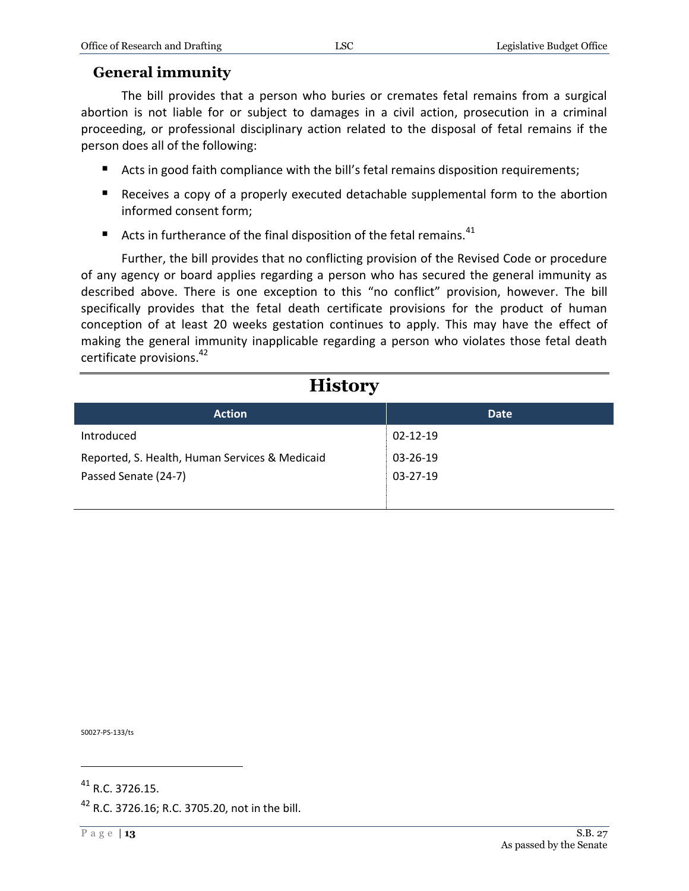## General immunity

The bill provides that a person who buries or cremates fetal remains from a surgical abortion is not liable for or subject to damages in a civil action, prosecution in a criminal proceeding, or professional disciplinary action related to the disposal of fetal remains if the person does all of the following:

- Acts in good faith compliance with the bill's fetal remains disposition requirements;
- Receives a copy of a properly executed detachable supplemental form to the abortion informed consent form;
- Acts in furtherance of the final disposition of the fetal remains.[41]

Further, the bill provides that no conflicting provision of the Revised Code or procedure of any agency or board applies regarding a person who has secured the general immunity as described above. There is one exception to this "no conflict" provision, however. The bill specifically provides that the fetal death certificate provisions for the product of human conception of at least 20 weeks gestation continues to apply. This may have the effect of making the general immunity inapplicable regarding a person who violates those fetal death certificate provisions.[42]

# History

| Action | Date |
| --- | --- |
| Introduced | 02-12-19 |
| Reported, S. Health, Human Services & Medicaid | 03-26-19 |
| Passed Senate (24-7) | 03-27-19 |

S0027-PS-133/ts

---

[41] R.C. 3726.15.

[42] R.C. 3726.16; R.C. 3705.20, not in the bill.